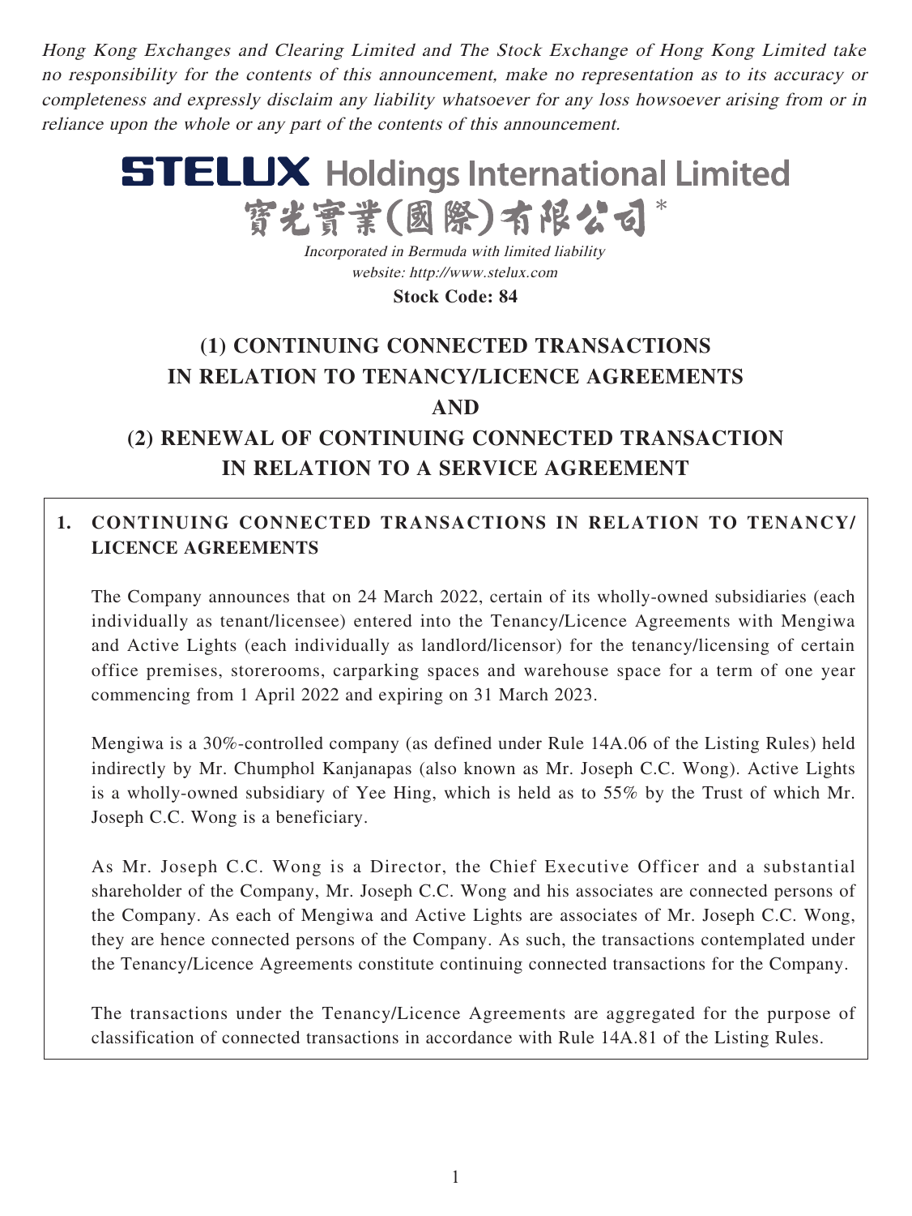*Hong Kong Exchanges and Clearing Limited and The Stock Exchange of Hong Kong Limited take no responsibility for the contents of this announcement, make no representation as to its accuracy or completeness and expressly disclaim any liability whatsoever for any loss howsoever arising from or in reliance upon the whole or any part of the contents of this announcement.*

# STELUX Holdings International Limited
# 寶光實業(國際)有限公司*

*Incorporated in Bermuda with limited liability*
*website: http://www.stelux.com*

**Stock Code: 84**

## (1) CONTINUING CONNECTED TRANSACTIONS IN RELATION TO TENANCY/LICENCE AGREEMENTS AND (2) RENEWAL OF CONTINUING CONNECTED TRANSACTION IN RELATION TO A SERVICE AGREEMENT

### 1. CONTINUING CONNECTED TRANSACTIONS IN RELATION TO TENANCY/ LICENCE AGREEMENTS

The Company announces that on 24 March 2022, certain of its wholly-owned subsidiaries (each individually as tenant/licensee) entered into the Tenancy/Licence Agreements with Mengiwa and Active Lights (each individually as landlord/licensor) for the tenancy/licensing of certain office premises, storerooms, carparking spaces and warehouse space for a term of one year commencing from 1 April 2022 and expiring on 31 March 2023.

Mengiwa is a 30%-controlled company (as defined under Rule 14A.06 of the Listing Rules) held indirectly by Mr. Chumphol Kanjanapas (also known as Mr. Joseph C.C. Wong). Active Lights is a wholly-owned subsidiary of Yee Hing, which is held as to 55% by the Trust of which Mr. Joseph C.C. Wong is a beneficiary.

As Mr. Joseph C.C. Wong is a Director, the Chief Executive Officer and a substantial shareholder of the Company, Mr. Joseph C.C. Wong and his associates are connected persons of the Company. As each of Mengiwa and Active Lights are associates of Mr. Joseph C.C. Wong, they are hence connected persons of the Company. As such, the transactions contemplated under the Tenancy/Licence Agreements constitute continuing connected transactions for the Company.

The transactions under the Tenancy/Licence Agreements are aggregated for the purpose of classification of connected transactions in accordance with Rule 14A.81 of the Listing Rules.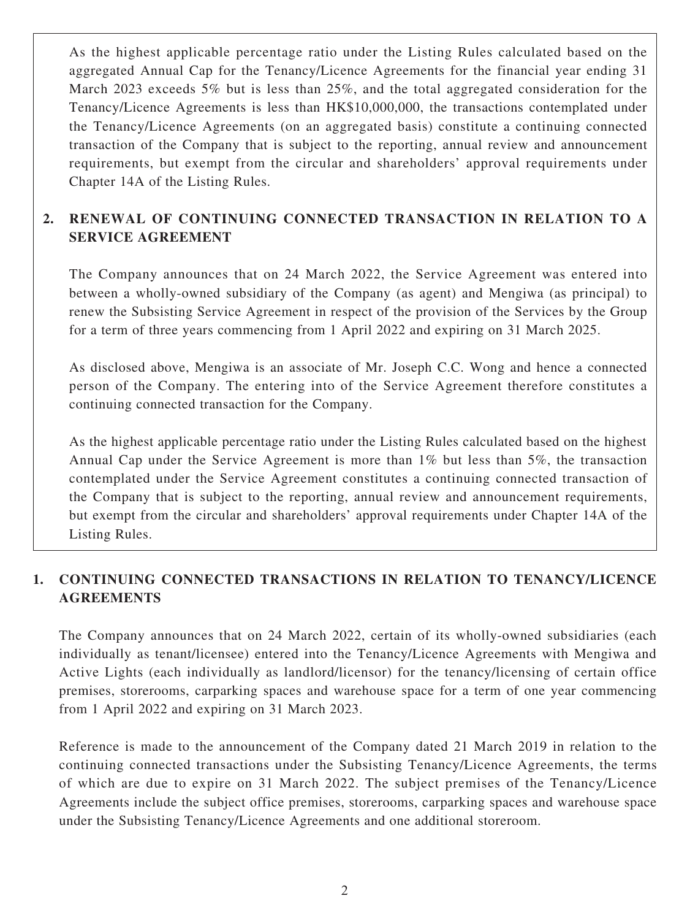As the highest applicable percentage ratio under the Listing Rules calculated based on the aggregated Annual Cap for the Tenancy/Licence Agreements for the financial year ending 31 March 2023 exceeds 5% but is less than 25%, and the total aggregated consideration for the Tenancy/Licence Agreements is less than HK$10,000,000, the transactions contemplated under the Tenancy/Licence Agreements (on an aggregated basis) constitute a continuing connected transaction of the Company that is subject to the reporting, annual review and announcement requirements, but exempt from the circular and shareholders' approval requirements under Chapter 14A of the Listing Rules.

**2. RENEWAL OF CONTINUING CONNECTED TRANSACTION IN RELATION TO A SERVICE AGREEMENT**

The Company announces that on 24 March 2022, the Service Agreement was entered into between a wholly-owned subsidiary of the Company (as agent) and Mengiwa (as principal) to renew the Subsisting Service Agreement in respect of the provision of the Services by the Group for a term of three years commencing from 1 April 2022 and expiring on 31 March 2025.

As disclosed above, Mengiwa is an associate of Mr. Joseph C.C. Wong and hence a connected person of the Company. The entering into of the Service Agreement therefore constitutes a continuing connected transaction for the Company.

As the highest applicable percentage ratio under the Listing Rules calculated based on the highest Annual Cap under the Service Agreement is more than 1% but less than 5%, the transaction contemplated under the Service Agreement constitutes a continuing connected transaction of the Company that is subject to the reporting, annual review and announcement requirements, but exempt from the circular and shareholders' approval requirements under Chapter 14A of the Listing Rules.

## 1. CONTINUING CONNECTED TRANSACTIONS IN RELATION TO TENANCY/LICENCE AGREEMENTS

The Company announces that on 24 March 2022, certain of its wholly-owned subsidiaries (each individually as tenant/licensee) entered into the Tenancy/Licence Agreements with Mengiwa and Active Lights (each individually as landlord/licensor) for the tenancy/licensing of certain office premises, storerooms, carparking spaces and warehouse space for a term of one year commencing from 1 April 2022 and expiring on 31 March 2023.

Reference is made to the announcement of the Company dated 21 March 2019 in relation to the continuing connected transactions under the Subsisting Tenancy/Licence Agreements, the terms of which are due to expire on 31 March 2022. The subject premises of the Tenancy/Licence Agreements include the subject office premises, storerooms, carparking spaces and warehouse space under the Subsisting Tenancy/Licence Agreements and one additional storeroom.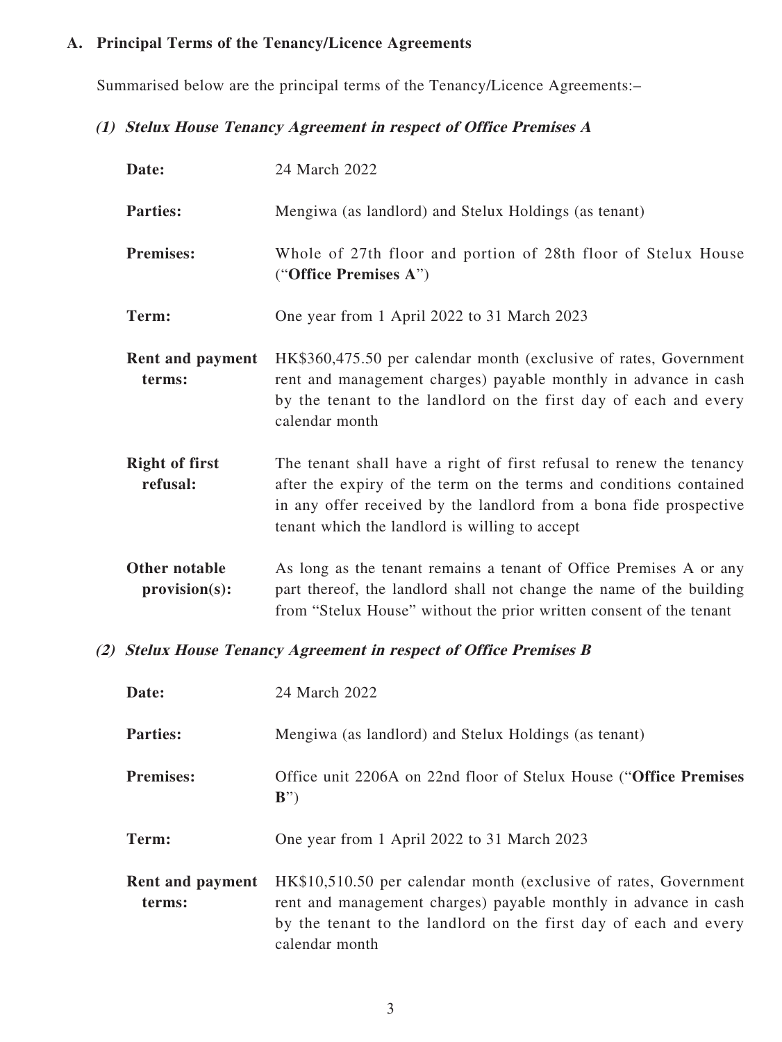## A. Principal Terms of the Tenancy/Licence Agreements

Summarised below are the principal terms of the Tenancy/Licence Agreements:–

### *(1) Stelux House Tenancy Agreement in respect of Office Premises A*

**Date:** 24 March 2022

**Parties:** Mengiwa (as landlord) and Stelux Holdings (as tenant)

**Premises:** Whole of 27th floor and portion of 28th floor of Stelux House ("**Office Premises A**")

**Term:** One year from 1 April 2022 to 31 March 2023

**Rent and payment terms:** HK$360,475.50 per calendar month (exclusive of rates, Government rent and management charges) payable monthly in advance in cash by the tenant to the landlord on the first day of each and every calendar month

**Right of first refusal:** The tenant shall have a right of first refusal to renew the tenancy after the expiry of the term on the terms and conditions contained in any offer received by the landlord from a bona fide prospective tenant which the landlord is willing to accept

**Other notable provision(s):** As long as the tenant remains a tenant of Office Premises A or any part thereof, the landlord shall not change the name of the building from "Stelux House" without the prior written consent of the tenant

### *(2) Stelux House Tenancy Agreement in respect of Office Premises B*

**Date:** 24 March 2022

**Parties:** Mengiwa (as landlord) and Stelux Holdings (as tenant)

**Premises:** Office unit 2206A on 22nd floor of Stelux House ("**Office Premises B**")

**Term:** One year from 1 April 2022 to 31 March 2023

**Rent and payment terms:** HK$10,510.50 per calendar month (exclusive of rates, Government rent and management charges) payable monthly in advance in cash by the tenant to the landlord on the first day of each and every calendar month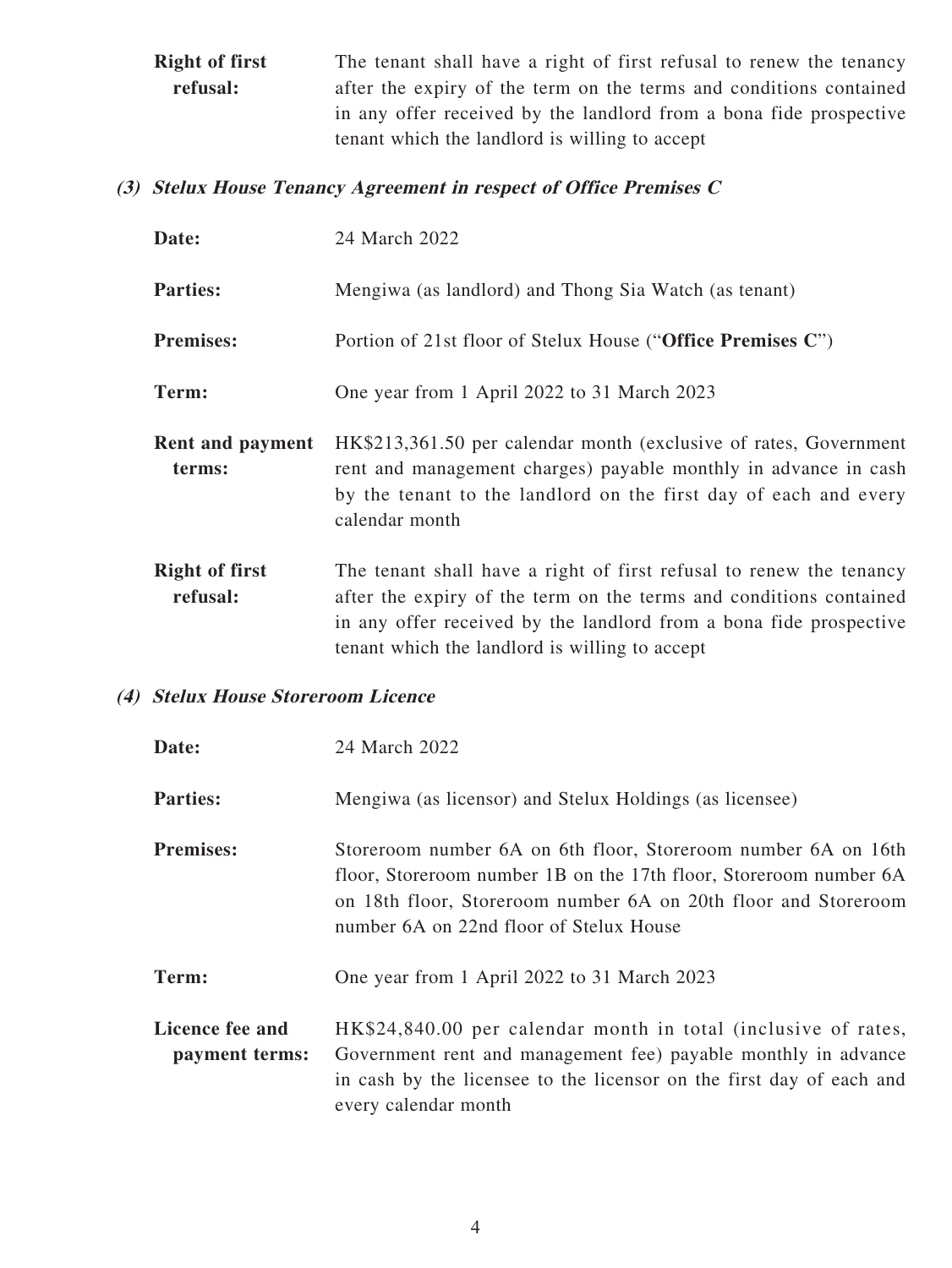| | |
|---|---|
| **Right of first refusal:** | The tenant shall have a right of first refusal to renew the tenancy after the expiry of the term on the terms and conditions contained in any offer received by the landlord from a bona fide prospective tenant which the landlord is willing to accept |

***(3) Stelux House Tenancy Agreement in respect of Office Premises C***

| | |
|---|---|
| **Date:** | 24 March 2022 |
| **Parties:** | Mengiwa (as landlord) and Thong Sia Watch (as tenant) |
| **Premises:** | Portion of 21st floor of Stelux House ("**Office Premises C**") |
| **Term:** | One year from 1 April 2022 to 31 March 2023 |
| **Rent and payment terms:** | HK$213,361.50 per calendar month (exclusive of rates, Government rent and management charges) payable monthly in advance in cash by the tenant to the landlord on the first day of each and every calendar month |
| **Right of first refusal:** | The tenant shall have a right of first refusal to renew the tenancy after the expiry of the term on the terms and conditions contained in any offer received by the landlord from a bona fide prospective tenant which the landlord is willing to accept |

***(4) Stelux House Storeroom Licence***

| | |
|---|---|
| **Date:** | 24 March 2022 |
| **Parties:** | Mengiwa (as licensor) and Stelux Holdings (as licensee) |
| **Premises:** | Storeroom number 6A on 6th floor, Storeroom number 6A on 16th floor, Storeroom number 1B on the 17th floor, Storeroom number 6A on 18th floor, Storeroom number 6A on 20th floor and Storeroom number 6A on 22nd floor of Stelux House |
| **Term:** | One year from 1 April 2022 to 31 March 2023 |
| **Licence fee and payment terms:** | HK$24,840.00 per calendar month in total (inclusive of rates, Government rent and management fee) payable monthly in advance in cash by the licensee to the licensor on the first day of each and every calendar month |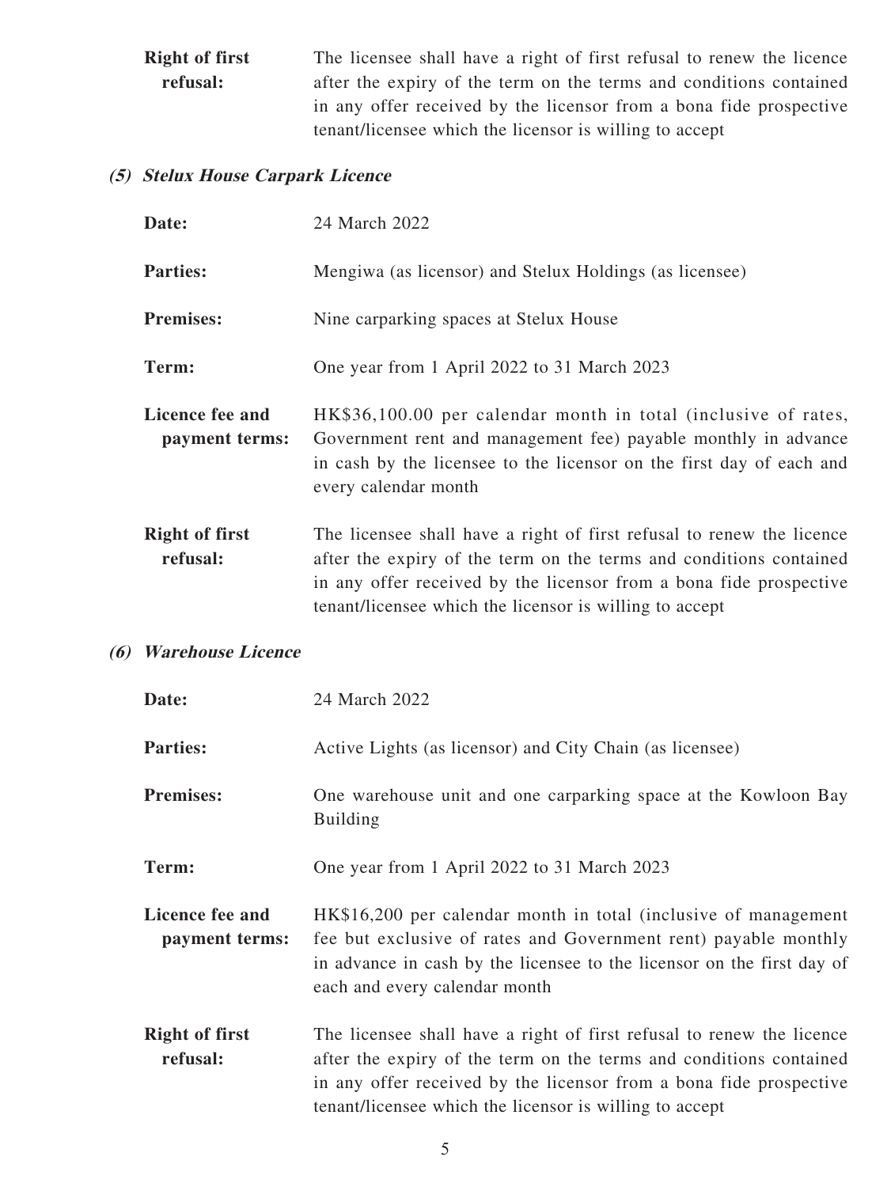**Right of first refusal:** The licensee shall have a right of first refusal to renew the licence after the expiry of the term on the terms and conditions contained in any offer received by the licensor from a bona fide prospective tenant/licensee which the licensor is willing to accept

### *(5) Stelux House Carpark Licence*

**Date:** 24 March 2022

**Parties:** Mengiwa (as licensor) and Stelux Holdings (as licensee)

**Premises:** Nine carparking spaces at Stelux House

**Term:** One year from 1 April 2022 to 31 March 2023

**Licence fee and payment terms:** HK$36,100.00 per calendar month in total (inclusive of rates, Government rent and management fee) payable monthly in advance in cash by the licensee to the licensor on the first day of each and every calendar month

**Right of first refusal:** The licensee shall have a right of first refusal to renew the licence after the expiry of the term on the terms and conditions contained in any offer received by the licensor from a bona fide prospective tenant/licensee which the licensor is willing to accept

### *(6) Warehouse Licence*

**Date:** 24 March 2022

**Parties:** Active Lights (as licensor) and City Chain (as licensee)

**Premises:** One warehouse unit and one carparking space at the Kowloon Bay Building

**Term:** One year from 1 April 2022 to 31 March 2023

**Licence fee and payment terms:** HK$16,200 per calendar month in total (inclusive of management fee but exclusive of rates and Government rent) payable monthly in advance in cash by the licensee to the licensor on the first day of each and every calendar month

**Right of first refusal:** The licensee shall have a right of first refusal to renew the licence after the expiry of the term on the terms and conditions contained in any offer received by the licensor from a bona fide prospective tenant/licensee which the licensor is willing to accept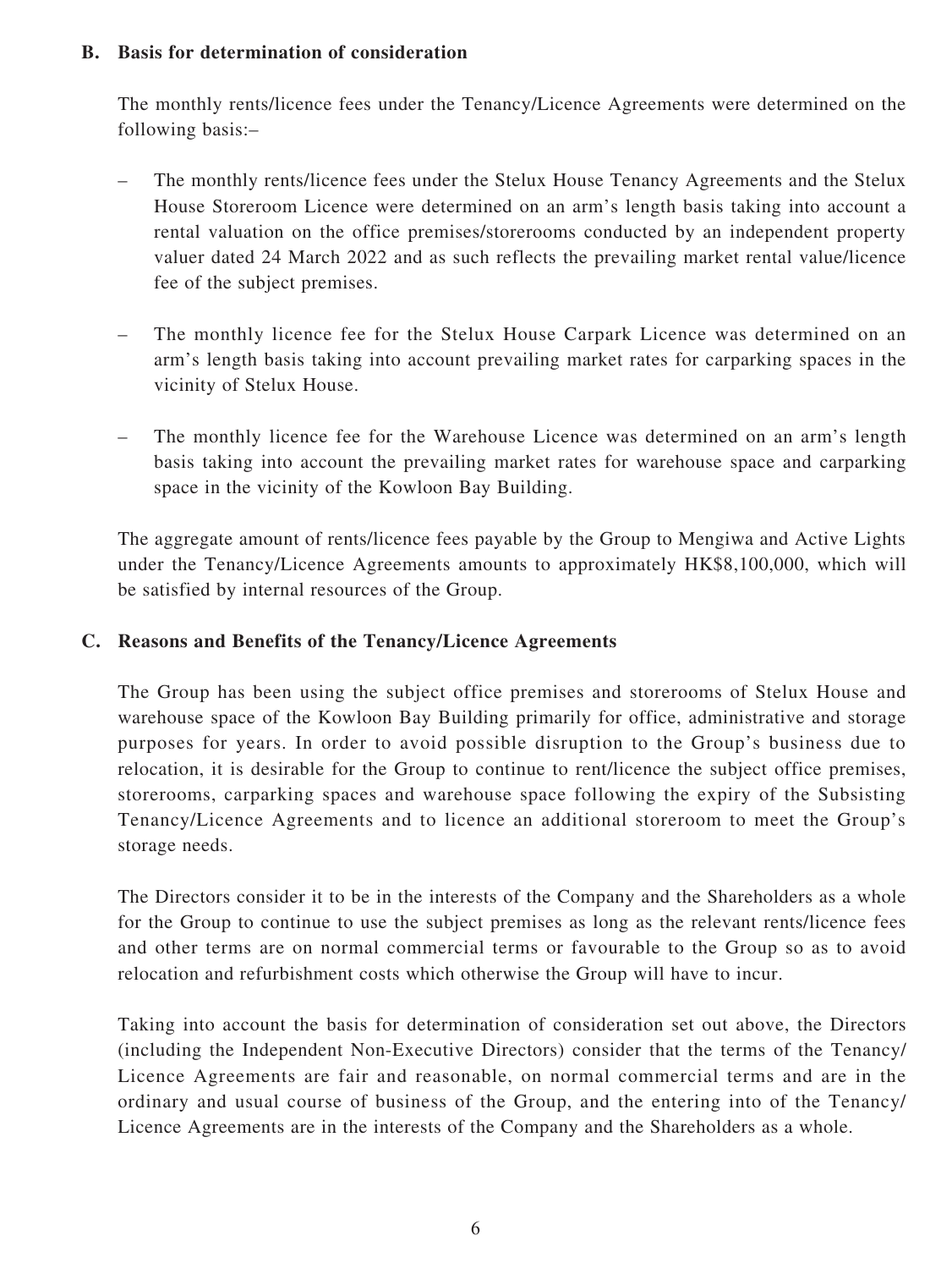## B. Basis for determination of consideration

The monthly rents/licence fees under the Tenancy/Licence Agreements were determined on the following basis:–

- The monthly rents/licence fees under the Stelux House Tenancy Agreements and the Stelux House Storeroom Licence were determined on an arm's length basis taking into account a rental valuation on the office premises/storerooms conducted by an independent property valuer dated 24 March 2022 and as such reflects the prevailing market rental value/licence fee of the subject premises.

- The monthly licence fee for the Stelux House Carpark Licence was determined on an arm's length basis taking into account prevailing market rates for carparking spaces in the vicinity of Stelux House.

- The monthly licence fee for the Warehouse Licence was determined on an arm's length basis taking into account the prevailing market rates for warehouse space and carparking space in the vicinity of the Kowloon Bay Building.

The aggregate amount of rents/licence fees payable by the Group to Mengiwa and Active Lights under the Tenancy/Licence Agreements amounts to approximately HK$8,100,000, which will be satisfied by internal resources of the Group.

## C. Reasons and Benefits of the Tenancy/Licence Agreements

The Group has been using the subject office premises and storerooms of Stelux House and warehouse space of the Kowloon Bay Building primarily for office, administrative and storage purposes for years. In order to avoid possible disruption to the Group's business due to relocation, it is desirable for the Group to continue to rent/licence the subject office premises, storerooms, carparking spaces and warehouse space following the expiry of the Subsisting Tenancy/Licence Agreements and to licence an additional storeroom to meet the Group's storage needs.

The Directors consider it to be in the interests of the Company and the Shareholders as a whole for the Group to continue to use the subject premises as long as the relevant rents/licence fees and other terms are on normal commercial terms or favourable to the Group so as to avoid relocation and refurbishment costs which otherwise the Group will have to incur.

Taking into account the basis for determination of consideration set out above, the Directors (including the Independent Non-Executive Directors) consider that the terms of the Tenancy/Licence Agreements are fair and reasonable, on normal commercial terms and are in the ordinary and usual course of business of the Group, and the entering into of the Tenancy/Licence Agreements are in the interests of the Company and the Shareholders as a whole.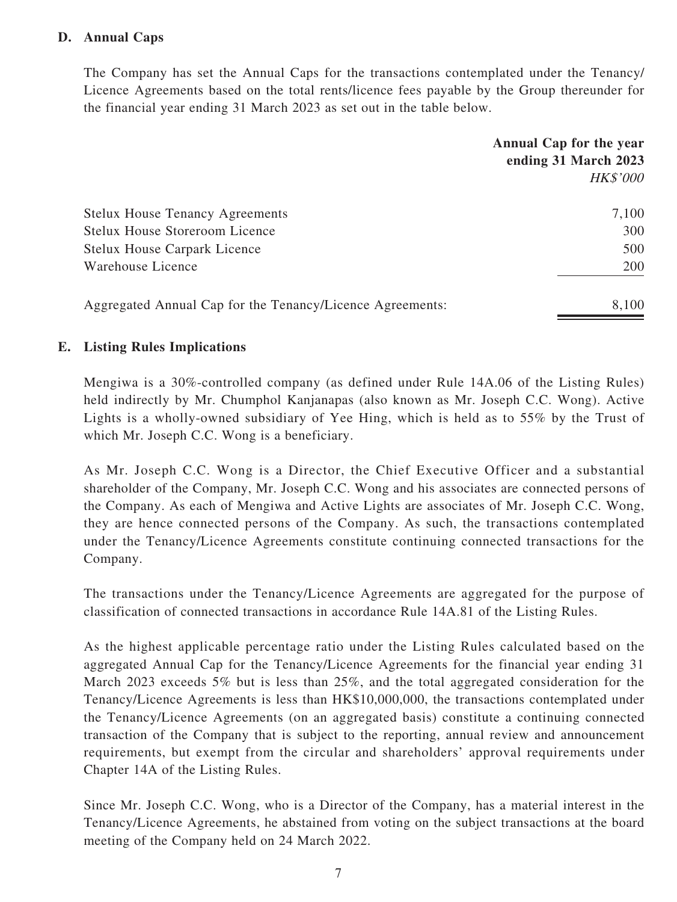## D. Annual Caps

The Company has set the Annual Caps for the transactions contemplated under the Tenancy/ Licence Agreements based on the total rents/licence fees payable by the Group thereunder for the financial year ending 31 March 2023 as set out in the table below.

| | **Annual Cap for the year ending 31 March 2023** *HK$'000* |
|---|---:|
| Stelux House Tenancy Agreements | 7,100 |
| Stelux House Storeroom Licence | 300 |
| Stelux House Carpark Licence | 500 |
| Warehouse Licence | 200 |
| Aggregated Annual Cap for the Tenancy/Licence Agreements: | 8,100 |

## E. Listing Rules Implications

Mengiwa is a 30%-controlled company (as defined under Rule 14A.06 of the Listing Rules) held indirectly by Mr. Chumphol Kanjanapas (also known as Mr. Joseph C.C. Wong). Active Lights is a wholly-owned subsidiary of Yee Hing, which is held as to 55% by the Trust of which Mr. Joseph C.C. Wong is a beneficiary.

As Mr. Joseph C.C. Wong is a Director, the Chief Executive Officer and a substantial shareholder of the Company, Mr. Joseph C.C. Wong and his associates are connected persons of the Company. As each of Mengiwa and Active Lights are associates of Mr. Joseph C.C. Wong, they are hence connected persons of the Company. As such, the transactions contemplated under the Tenancy/Licence Agreements constitute continuing connected transactions for the Company.

The transactions under the Tenancy/Licence Agreements are aggregated for the purpose of classification of connected transactions in accordance Rule 14A.81 of the Listing Rules.

As the highest applicable percentage ratio under the Listing Rules calculated based on the aggregated Annual Cap for the Tenancy/Licence Agreements for the financial year ending 31 March 2023 exceeds 5% but is less than 25%, and the total aggregated consideration for the Tenancy/Licence Agreements is less than HK$10,000,000, the transactions contemplated under the Tenancy/Licence Agreements (on an aggregated basis) constitute a continuing connected transaction of the Company that is subject to the reporting, annual review and announcement requirements, but exempt from the circular and shareholders' approval requirements under Chapter 14A of the Listing Rules.

Since Mr. Joseph C.C. Wong, who is a Director of the Company, has a material interest in the Tenancy/Licence Agreements, he abstained from voting on the subject transactions at the board meeting of the Company held on 24 March 2022.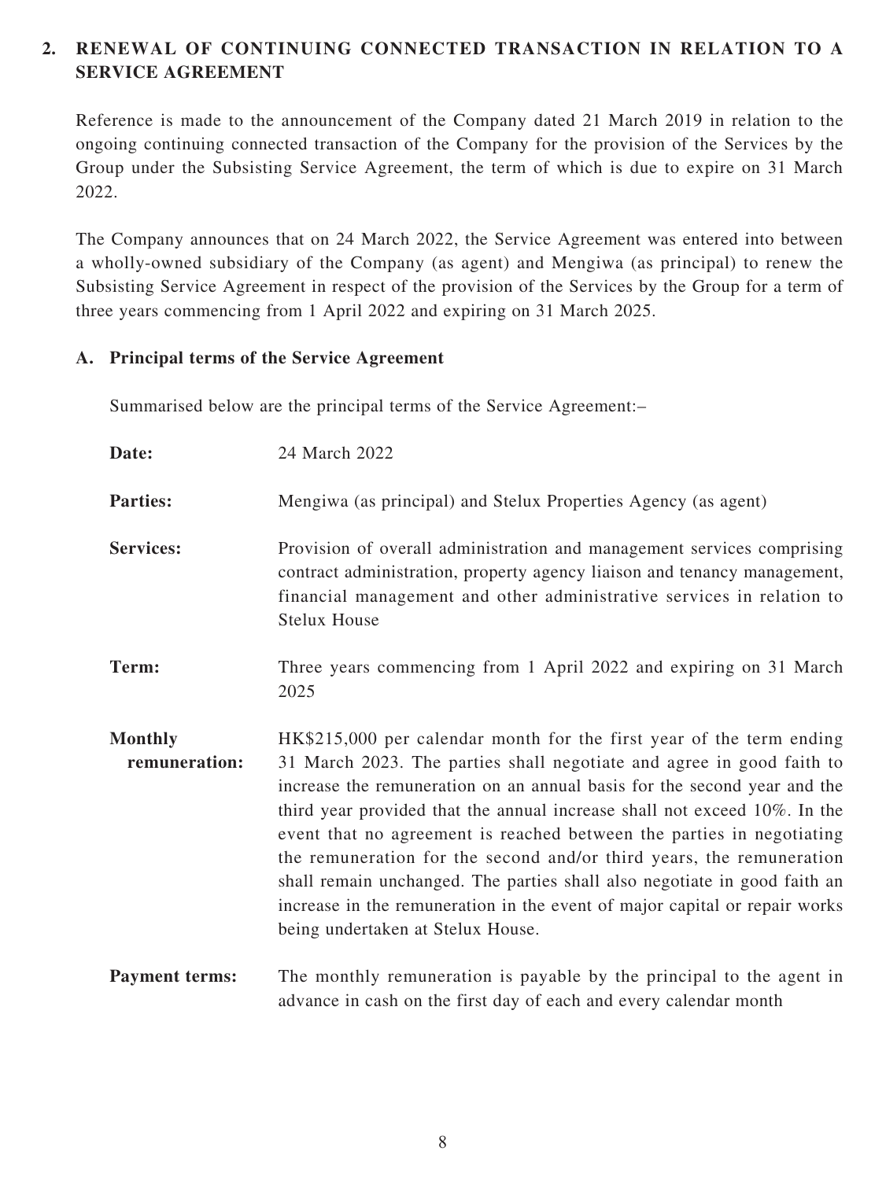## 2. RENEWAL OF CONTINUING CONNECTED TRANSACTION IN RELATION TO A SERVICE AGREEMENT

Reference is made to the announcement of the Company dated 21 March 2019 in relation to the ongoing continuing connected transaction of the Company for the provision of the Services by the Group under the Subsisting Service Agreement, the term of which is due to expire on 31 March 2022.

The Company announces that on 24 March 2022, the Service Agreement was entered into between a wholly-owned subsidiary of the Company (as agent) and Mengiwa (as principal) to renew the Subsisting Service Agreement in respect of the provision of the Services by the Group for a term of three years commencing from 1 April 2022 and expiring on 31 March 2025.

### A. Principal terms of the Service Agreement

Summarised below are the principal terms of the Service Agreement:–

| | |
|---|---|
| **Date:** | 24 March 2022 |
| **Parties:** | Mengiwa (as principal) and Stelux Properties Agency (as agent) |
| **Services:** | Provision of overall administration and management services comprising contract administration, property agency liaison and tenancy management, financial management and other administrative services in relation to Stelux House |
| **Term:** | Three years commencing from 1 April 2022 and expiring on 31 March 2025 |
| **Monthly remuneration:** | HK$215,000 per calendar month for the first year of the term ending 31 March 2023. The parties shall negotiate and agree in good faith to increase the remuneration on an annual basis for the second year and the third year provided that the annual increase shall not exceed 10%. In the event that no agreement is reached between the parties in negotiating the remuneration for the second and/or third years, the remuneration shall remain unchanged. The parties shall also negotiate in good faith an increase in the remuneration in the event of major capital or repair works being undertaken at Stelux House. |
| **Payment terms:** | The monthly remuneration is payable by the principal to the agent in advance in cash on the first day of each and every calendar month |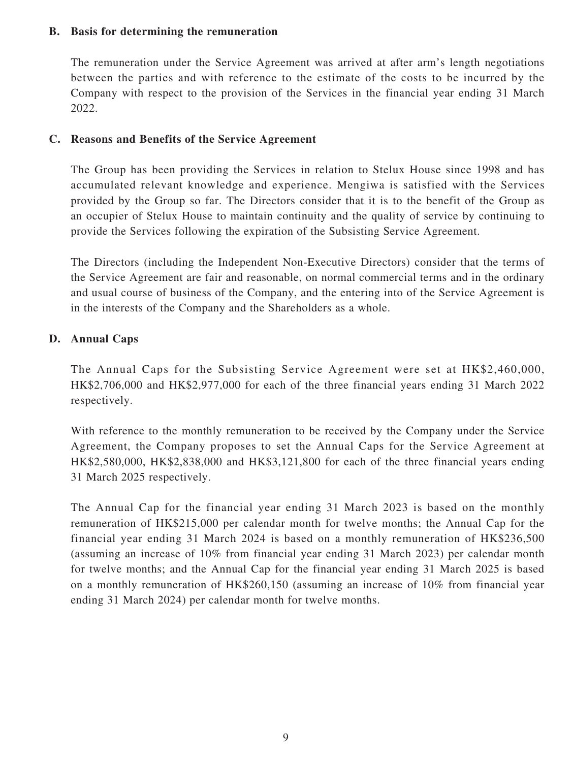### B. Basis for determining the remuneration

The remuneration under the Service Agreement was arrived at after arm's length negotiations between the parties and with reference to the estimate of the costs to be incurred by the Company with respect to the provision of the Services in the financial year ending 31 March 2022.

### C. Reasons and Benefits of the Service Agreement

The Group has been providing the Services in relation to Stelux House since 1998 and has accumulated relevant knowledge and experience. Mengiwa is satisfied with the Services provided by the Group so far. The Directors consider that it is to the benefit of the Group as an occupier of Stelux House to maintain continuity and the quality of service by continuing to provide the Services following the expiration of the Subsisting Service Agreement.

The Directors (including the Independent Non-Executive Directors) consider that the terms of the Service Agreement are fair and reasonable, on normal commercial terms and in the ordinary and usual course of business of the Company, and the entering into of the Service Agreement is in the interests of the Company and the Shareholders as a whole.

### D. Annual Caps

The Annual Caps for the Subsisting Service Agreement were set at HK$2,460,000, HK$2,706,000 and HK$2,977,000 for each of the three financial years ending 31 March 2022 respectively.

With reference to the monthly remuneration to be received by the Company under the Service Agreement, the Company proposes to set the Annual Caps for the Service Agreement at HK$2,580,000, HK$2,838,000 and HK$3,121,800 for each of the three financial years ending 31 March 2025 respectively.

The Annual Cap for the financial year ending 31 March 2023 is based on the monthly remuneration of HK$215,000 per calendar month for twelve months; the Annual Cap for the financial year ending 31 March 2024 is based on a monthly remuneration of HK$236,500 (assuming an increase of 10% from financial year ending 31 March 2023) per calendar month for twelve months; and the Annual Cap for the financial year ending 31 March 2025 is based on a monthly remuneration of HK$260,150 (assuming an increase of 10% from financial year ending 31 March 2024) per calendar month for twelve months.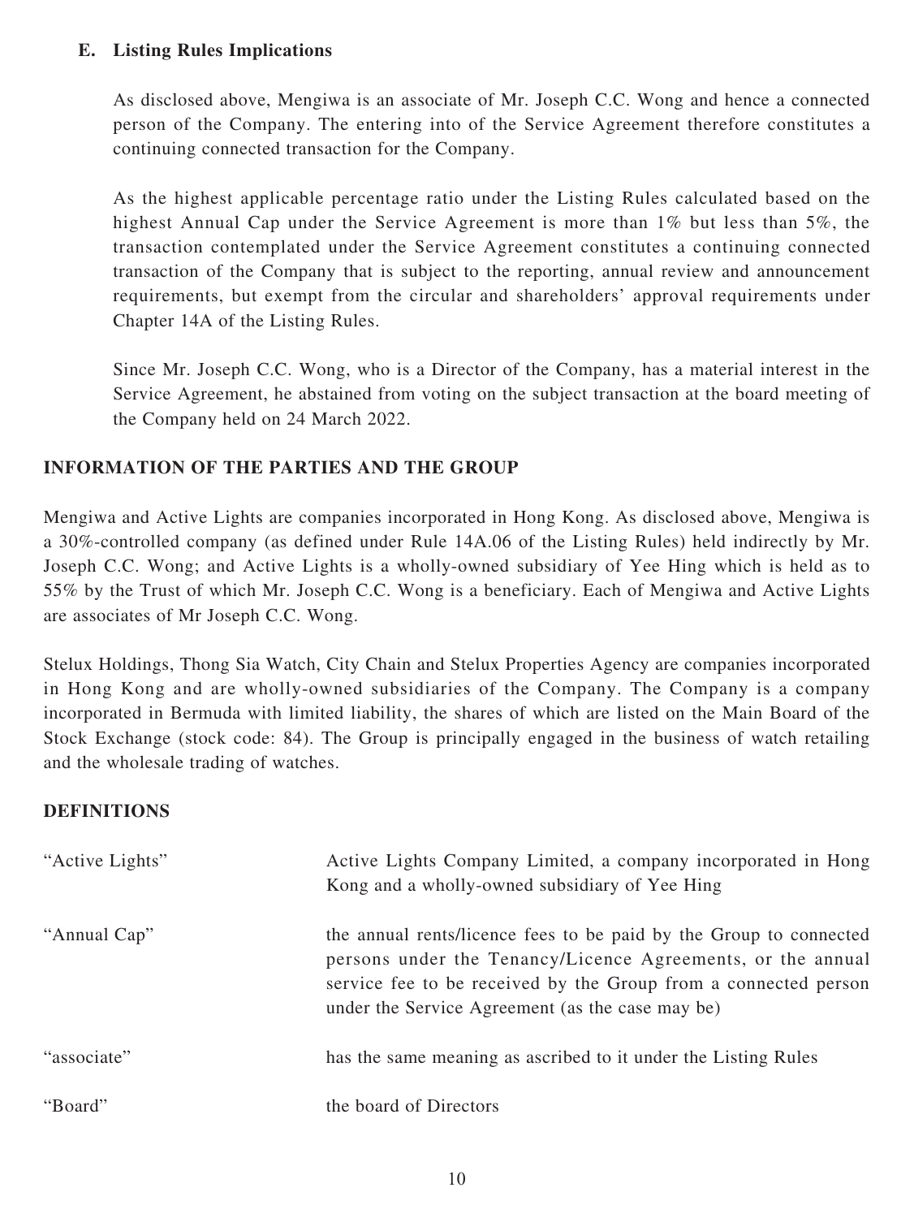### E. Listing Rules Implications

As disclosed above, Mengiwa is an associate of Mr. Joseph C.C. Wong and hence a connected person of the Company. The entering into of the Service Agreement therefore constitutes a continuing connected transaction for the Company.

As the highest applicable percentage ratio under the Listing Rules calculated based on the highest Annual Cap under the Service Agreement is more than 1% but less than 5%, the transaction contemplated under the Service Agreement constitutes a continuing connected transaction of the Company that is subject to the reporting, annual review and announcement requirements, but exempt from the circular and shareholders' approval requirements under Chapter 14A of the Listing Rules.

Since Mr. Joseph C.C. Wong, who is a Director of the Company, has a material interest in the Service Agreement, he abstained from voting on the subject transaction at the board meeting of the Company held on 24 March 2022.

## INFORMATION OF THE PARTIES AND THE GROUP

Mengiwa and Active Lights are companies incorporated in Hong Kong. As disclosed above, Mengiwa is a 30%-controlled company (as defined under Rule 14A.06 of the Listing Rules) held indirectly by Mr. Joseph C.C. Wong; and Active Lights is a wholly-owned subsidiary of Yee Hing which is held as to 55% by the Trust of which Mr. Joseph C.C. Wong is a beneficiary. Each of Mengiwa and Active Lights are associates of Mr Joseph C.C. Wong.

Stelux Holdings, Thong Sia Watch, City Chain and Stelux Properties Agency are companies incorporated in Hong Kong and are wholly-owned subsidiaries of the Company. The Company is a company incorporated in Bermuda with limited liability, the shares of which are listed on the Main Board of the Stock Exchange (stock code: 84). The Group is principally engaged in the business of watch retailing and the wholesale trading of watches.

## DEFINITIONS

| | |
|---|---|
| "Active Lights" | Active Lights Company Limited, a company incorporated in Hong Kong and a wholly-owned subsidiary of Yee Hing |
| "Annual Cap" | the annual rents/licence fees to be paid by the Group to connected persons under the Tenancy/Licence Agreements, or the annual service fee to be received by the Group from a connected person under the Service Agreement (as the case may be) |
| "associate" | has the same meaning as ascribed to it under the Listing Rules |
| "Board" | the board of Directors |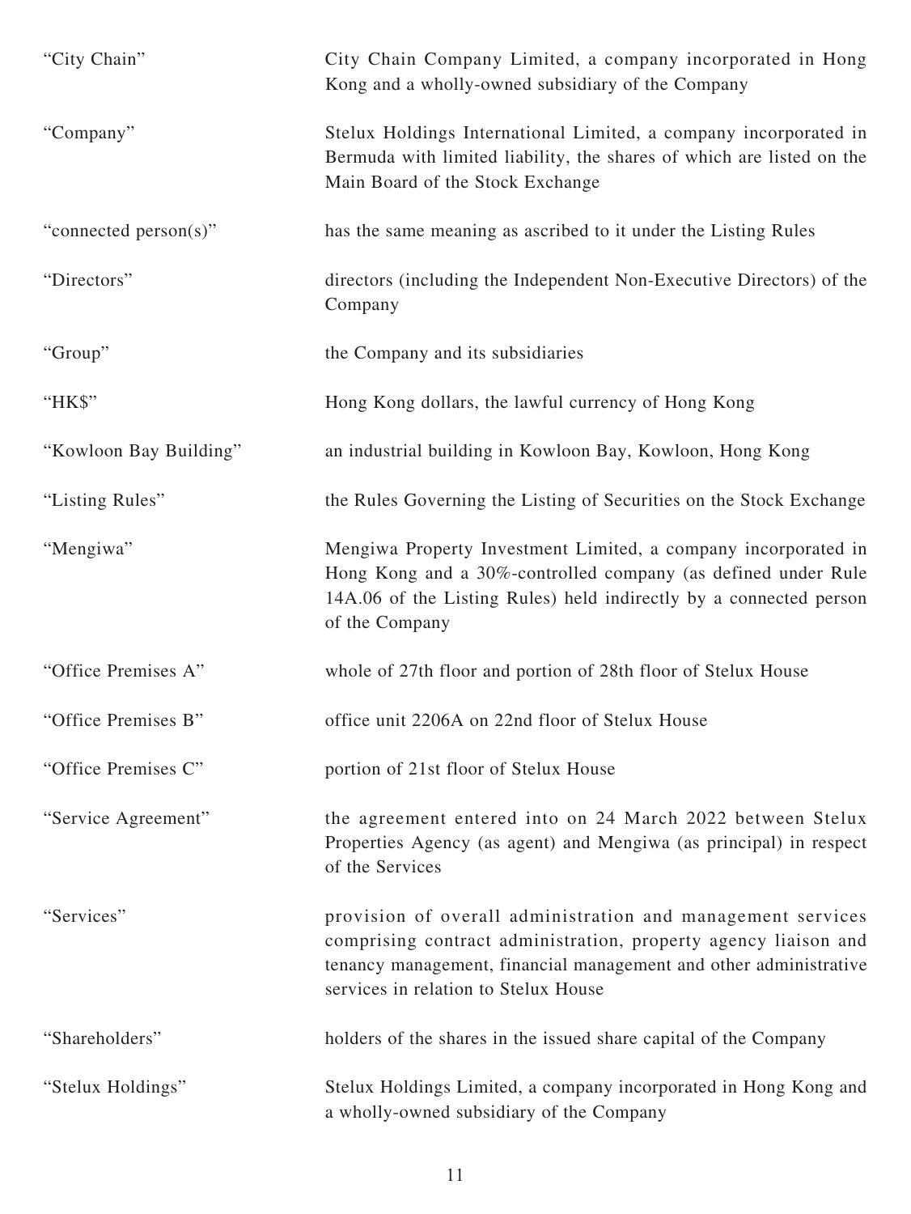| | |
|---|---|
| "City Chain" | City Chain Company Limited, a company incorporated in Hong Kong and a wholly-owned subsidiary of the Company |
| "Company" | Stelux Holdings International Limited, a company incorporated in Bermuda with limited liability, the shares of which are listed on the Main Board of the Stock Exchange |
| "connected person(s)" | has the same meaning as ascribed to it under the Listing Rules |
| "Directors" | directors (including the Independent Non-Executive Directors) of the Company |
| "Group" | the Company and its subsidiaries |
| "HK$" | Hong Kong dollars, the lawful currency of Hong Kong |
| "Kowloon Bay Building" | an industrial building in Kowloon Bay, Kowloon, Hong Kong |
| "Listing Rules" | the Rules Governing the Listing of Securities on the Stock Exchange |
| "Mengiwa" | Mengiwa Property Investment Limited, a company incorporated in Hong Kong and a 30%-controlled company (as defined under Rule 14A.06 of the Listing Rules) held indirectly by a connected person of the Company |
| "Office Premises A" | whole of 27th floor and portion of 28th floor of Stelux House |
| "Office Premises B" | office unit 2206A on 22nd floor of Stelux House |
| "Office Premises C" | portion of 21st floor of Stelux House |
| "Service Agreement" | the agreement entered into on 24 March 2022 between Stelux Properties Agency (as agent) and Mengiwa (as principal) in respect of the Services |
| "Services" | provision of overall administration and management services comprising contract administration, property agency liaison and tenancy management, financial management and other administrative services in relation to Stelux House |
| "Shareholders" | holders of the shares in the issued share capital of the Company |
| "Stelux Holdings" | Stelux Holdings Limited, a company incorporated in Hong Kong and a wholly-owned subsidiary of the Company |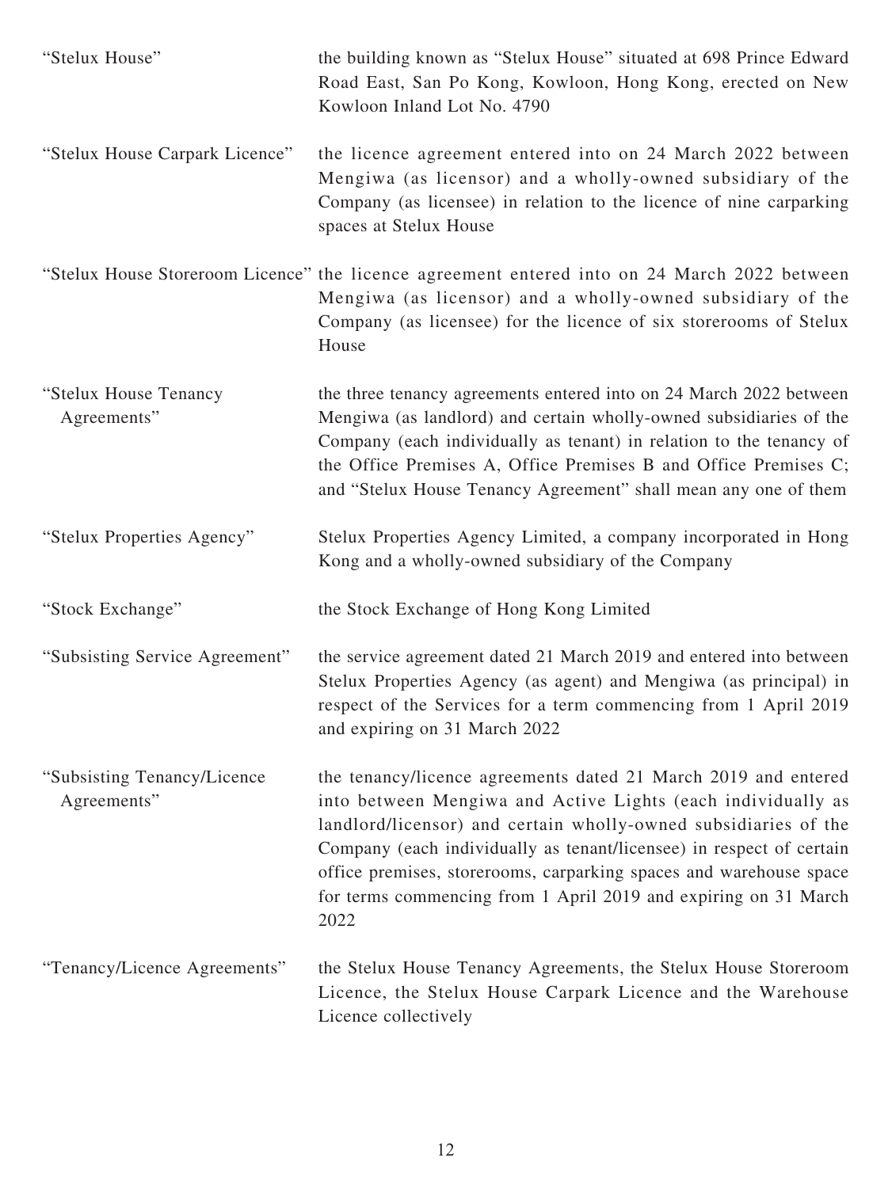| | |
|---|---|
| "Stelux House" | the building known as "Stelux House" situated at 698 Prince Edward Road East, San Po Kong, Kowloon, Hong Kong, erected on New Kowloon Inland Lot No. 4790 |
| "Stelux House Carpark Licence" | the licence agreement entered into on 24 March 2022 between Mengiwa (as licensor) and a wholly-owned subsidiary of the Company (as licensee) in relation to the licence of nine carparking spaces at Stelux House |
| "Stelux House Storeroom Licence" | the licence agreement entered into on 24 March 2022 between Mengiwa (as licensor) and a wholly-owned subsidiary of the Company (as licensee) for the licence of six storerooms of Stelux House |
| "Stelux House Tenancy Agreements" | the three tenancy agreements entered into on 24 March 2022 between Mengiwa (as landlord) and certain wholly-owned subsidiaries of the Company (each individually as tenant) in relation to the tenancy of the Office Premises A, Office Premises B and Office Premises C; and "Stelux House Tenancy Agreement" shall mean any one of them |
| "Stelux Properties Agency" | Stelux Properties Agency Limited, a company incorporated in Hong Kong and a wholly-owned subsidiary of the Company |
| "Stock Exchange" | the Stock Exchange of Hong Kong Limited |
| "Subsisting Service Agreement" | the service agreement dated 21 March 2019 and entered into between Stelux Properties Agency (as agent) and Mengiwa (as principal) in respect of the Services for a term commencing from 1 April 2019 and expiring on 31 March 2022 |
| "Subsisting Tenancy/Licence Agreements" | the tenancy/licence agreements dated 21 March 2019 and entered into between Mengiwa and Active Lights (each individually as landlord/licensor) and certain wholly-owned subsidiaries of the Company (each individually as tenant/licensee) in respect of certain office premises, storerooms, carparking spaces and warehouse space for terms commencing from 1 April 2019 and expiring on 31 March 2022 |
| "Tenancy/Licence Agreements" | the Stelux House Tenancy Agreements, the Stelux House Storeroom Licence, the Stelux House Carpark Licence and the Warehouse Licence collectively |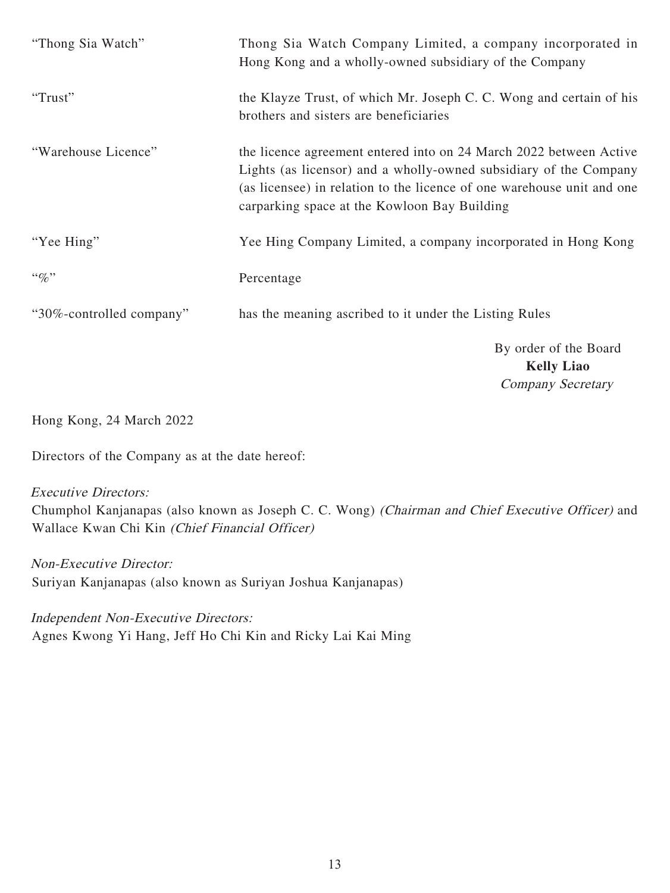| | |
|---|---|
| "Thong Sia Watch" | Thong Sia Watch Company Limited, a company incorporated in Hong Kong and a wholly-owned subsidiary of the Company |
| "Trust" | the Klayze Trust, of which Mr. Joseph C. C. Wong and certain of his brothers and sisters are beneficiaries |
| "Warehouse Licence" | the licence agreement entered into on 24 March 2022 between Active Lights (as licensor) and a wholly-owned subsidiary of the Company (as licensee) in relation to the licence of one warehouse unit and one carparking space at the Kowloon Bay Building |
| "Yee Hing" | Yee Hing Company Limited, a company incorporated in Hong Kong |
| "%" | Percentage |
| "30%-controlled company" | has the meaning ascribed to it under the Listing Rules |

By order of the Board
**Kelly Liao**
*Company Secretary*

Hong Kong, 24 March 2022

Directors of the Company as at the date hereof:

*Executive Directors:*
Chumphol Kanjanapas (also known as Joseph C. C. Wong) *(Chairman and Chief Executive Officer)* and Wallace Kwan Chi Kin *(Chief Financial Officer)*

*Non-Executive Director:*
Suriyan Kanjanapas (also known as Suriyan Joshua Kanjanapas)

*Independent Non-Executive Directors:*
Agnes Kwong Yi Hang, Jeff Ho Chi Kin and Ricky Lai Kai Ming